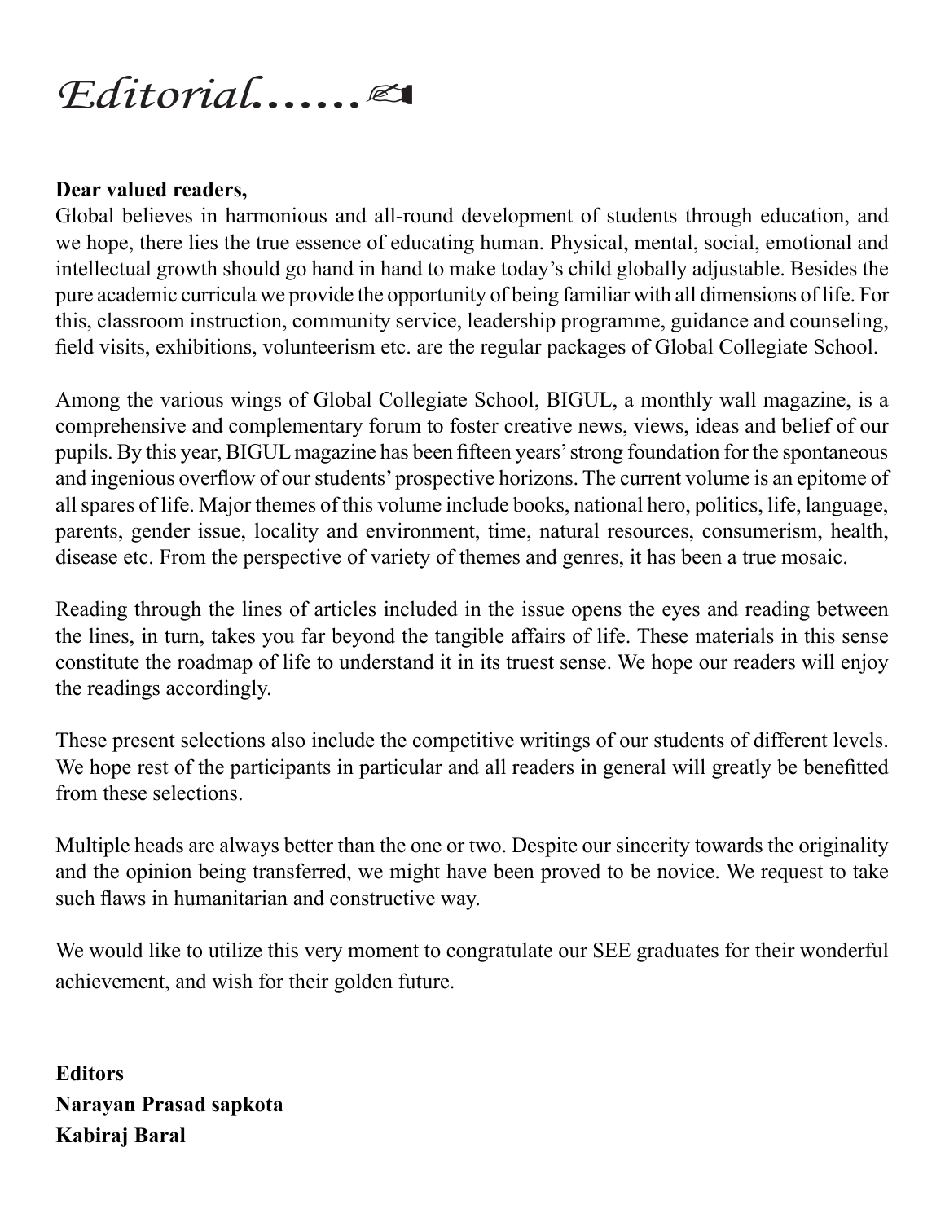# *Editorial......✍*

**Dear valued readers,**

Global believes in harmonious and all-round development of students through education, and we hope, there lies the true essence of educating human. Physical, mental, social, emotional and intellectual growth should go hand in hand to make today's child globally adjustable. Besides the pure academic curricula we provide the opportunity of being familiar with all dimensions of life. For this, classroom instruction, community service, leadership programme, guidance and counseling, field visits, exhibitions, volunteerism etc. are the regular packages of Global Collegiate School.

Among the various wings of Global Collegiate School, BIGUL, a monthly wall magazine, is a comprehensive and complementary forum to foster creative news, views, ideas and belief of our pupils. By this year, BIGUL magazine has been fifteen years' strong foundation for the spontaneous and ingenious overflow of our students' prospective horizons. The current volume is an epitome of all spares of life. Major themes of this volume include books, national hero, politics, life, language, parents, gender issue, locality and environment, time, natural resources, consumerism, health, disease etc. From the perspective of variety of themes and genres, it has been a true mosaic.

Reading through the lines of articles included in the issue opens the eyes and reading between the lines, in turn, takes you far beyond the tangible affairs of life. These materials in this sense constitute the roadmap of life to understand it in its truest sense. We hope our readers will enjoy the readings accordingly.

These present selections also include the competitive writings of our students of different levels. We hope rest of the participants in particular and all readers in general will greatly be benefitted from these selections.

Multiple heads are always better than the one or two. Despite our sincerity towards the originality and the opinion being transferred, we might have been proved to be novice. We request to take such flaws in humanitarian and constructive way.

We would like to utilize this very moment to congratulate our SEE graduates for their wonderful achievement, and wish for their golden future.

**Editors**
**Narayan Prasad sapkota**
**Kabiraj Baral**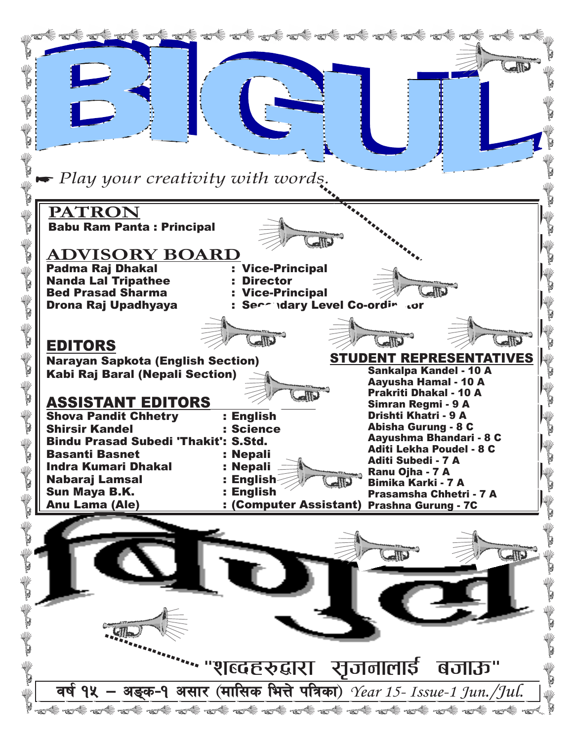# BIGUL

☛ *Play your creativity with words.*

## PATRON

**Babu Ram Panta : Principal**

## ADVISORY BOARD

**Padma Raj Dhakal : Vice-Principal**
**Nanda Lal Tripathee : Director**
**Bed Prasad Sharma : Vice-Principal**
**Drona Raj Upadhyaya : Secondary Level Co-ordinator**

## EDITORS

**Narayan Sapkota (English Section)**
**Kabi Raj Baral (Nepali Section)**

## ASSISTANT EDITORS

**Shova Pandit Chhetry : English**
**Shirsir Kandel : Science**
**Bindu Prasad Subedi 'Thakit': S.Std.**
**Basanti Basnet : Nepali**
**Indra Kumari Dhakal : Nepali**
**Nabaraj Lamsal : English**
**Sun Maya B.K. : English**
**Anu Lama (Ale) : (Computer Assistant)**

## STUDENT REPRESENTATIVES

**Sankalpa Kandel - 10 A**
**Aayusha Hamal - 10 A**
**Prakriti Dhakal - 10 A**
**Simran Regmi - 9 A**
**Drishti Khatri - 9 A**
**Abisha Gurung - 8 C**
**Aayushma Bhandari - 8 C**
**Aditi Lekha Poudel - 8 C**
**Aditi Subedi - 7 A**
**Ranu Ojha - 7 A**
**Bimika Karki - 7 A**
**Prasamsha Chhetri - 7 A**
**Prashna Gurung - 7C**

# बिगुल

"शब्दहरुद्वारा सृजनालाई बजाऊ"

**वर्ष १५ – अङ्क-१ असार (मासिक भित्ते पत्रिका)** *Year 15- Issue-1 Jun./Jul.*